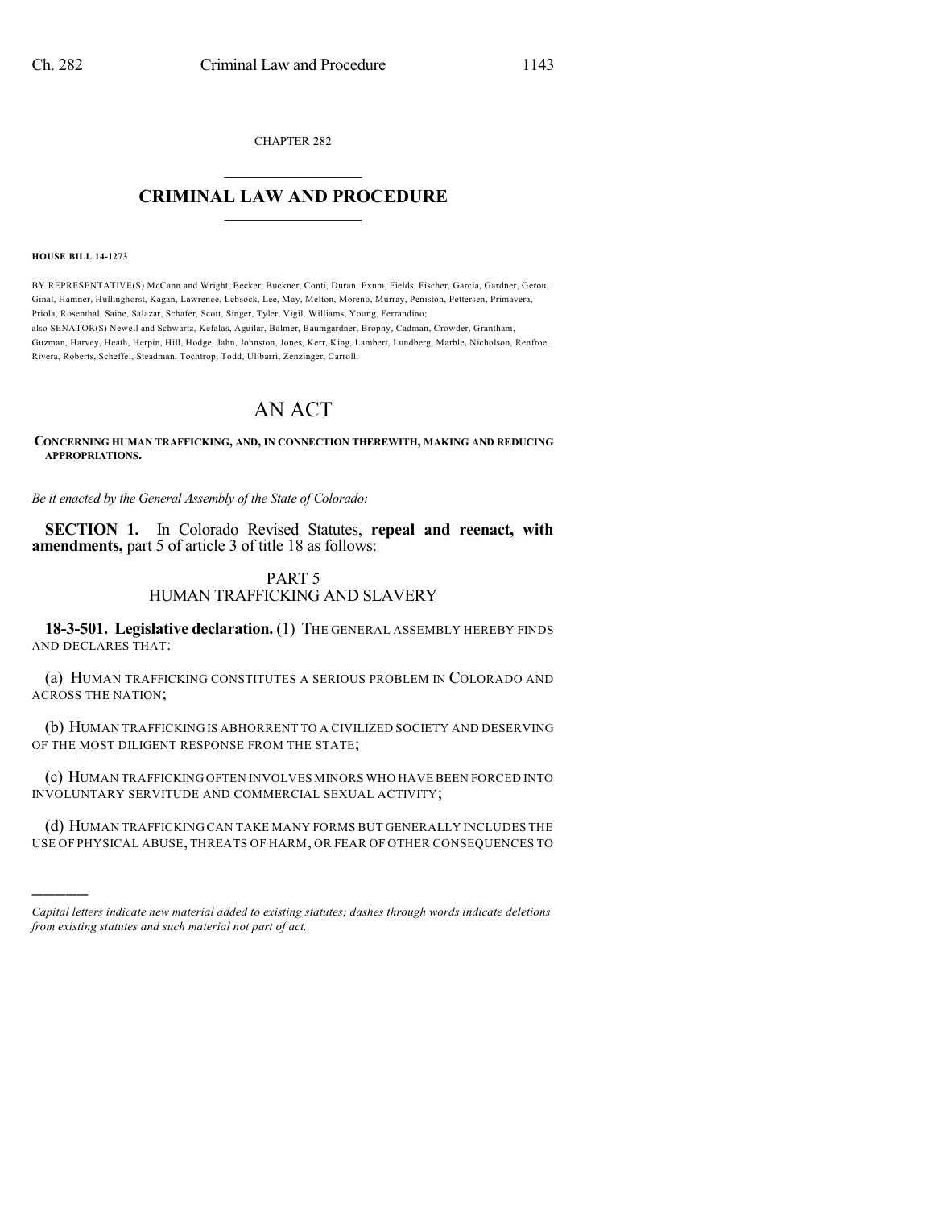CHAPTER 282

# CRIMINAL LAW AND PROCEDURE

**HOUSE BILL 14-1273**

BY REPRESENTATIVE(S) McCann and Wright, Becker, Buckner, Conti, Duran, Exum, Fields, Fischer, Garcia, Gardner, Gerou, Ginal, Hamner, Hullinghorst, Kagan, Lawrence, Lebsock, Lee, May, Melton, Moreno, Murray, Peniston, Pettersen, Primavera, Priola, Rosenthal, Saine, Salazar, Schafer, Scott, Singer, Tyler, Vigil, Williams, Young, Ferrandino;
also SENATOR(S) Newell and Schwartz, Kefalas, Aguilar, Balmer, Baumgardner, Brophy, Cadman, Crowder, Grantham, Guzman, Harvey, Heath, Herpin, Hill, Hodge, Jahn, Johnston, Jones, Kerr, King, Lambert, Lundberg, Marble, Nicholson, Renfroe, Rivera, Roberts, Scheffel, Steadman, Tochtrop, Todd, Ulibarri, Zenzinger, Carroll.

# AN ACT

**CONCERNING HUMAN TRAFFICKING, AND, IN CONNECTION THEREWITH, MAKING AND REDUCING APPROPRIATIONS.**

*Be it enacted by the General Assembly of the State of Colorado:*

**SECTION 1.** In Colorado Revised Statutes, **repeal and reenact, with amendments,** part 5 of article 3 of title 18 as follows:

## PART 5
## HUMAN TRAFFICKING AND SLAVERY

**18-3-501. Legislative declaration.** (1) THE GENERAL ASSEMBLY HEREBY FINDS AND DECLARES THAT:

(a) HUMAN TRAFFICKING CONSTITUTES A SERIOUS PROBLEM IN COLORADO AND ACROSS THE NATION;

(b) HUMAN TRAFFICKING IS ABHORRENT TO A CIVILIZED SOCIETY AND DESERVING OF THE MOST DILIGENT RESPONSE FROM THE STATE;

(c) HUMAN TRAFFICKING OFTEN INVOLVES MINORS WHO HAVE BEEN FORCED INTO INVOLUNTARY SERVITUDE AND COMMERCIAL SEXUAL ACTIVITY;

(d) HUMAN TRAFFICKING CAN TAKE MANY FORMS BUT GENERALLY INCLUDES THE USE OF PHYSICAL ABUSE, THREATS OF HARM, OR FEAR OF OTHER CONSEQUENCES TO

*Capital letters indicate new material added to existing statutes; dashes through words indicate deletions from existing statutes and such material not part of act.*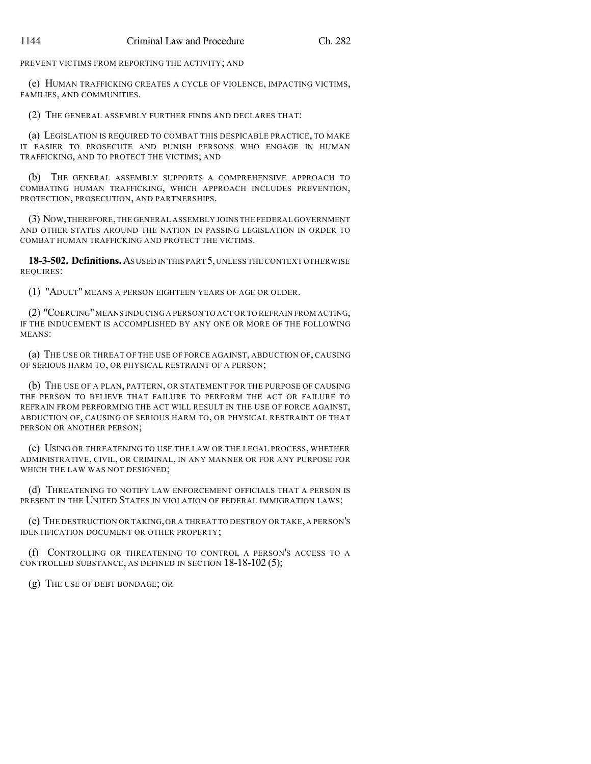PREVENT VICTIMS FROM REPORTING THE ACTIVITY; AND

(e) HUMAN TRAFFICKING CREATES A CYCLE OF VIOLENCE, IMPACTING VICTIMS, FAMILIES, AND COMMUNITIES.

(2) THE GENERAL ASSEMBLY FURTHER FINDS AND DECLARES THAT:

(a) LEGISLATION IS REQUIRED TO COMBAT THIS DESPICABLE PRACTICE, TO MAKE IT EASIER TO PROSECUTE AND PUNISH PERSONS WHO ENGAGE IN HUMAN TRAFFICKING, AND TO PROTECT THE VICTIMS; AND

(b) THE GENERAL ASSEMBLY SUPPORTS A COMPREHENSIVE APPROACH TO COMBATING HUMAN TRAFFICKING, WHICH APPROACH INCLUDES PREVENTION, PROTECTION, PROSECUTION, AND PARTNERSHIPS.

(3) NOW, THEREFORE, THE GENERAL ASSEMBLY JOINS THE FEDERAL GOVERNMENT AND OTHER STATES AROUND THE NATION IN PASSING LEGISLATION IN ORDER TO COMBAT HUMAN TRAFFICKING AND PROTECT THE VICTIMS.

**18-3-502. Definitions.** AS USED IN THIS PART 5, UNLESS THE CONTEXT OTHERWISE REQUIRES:

(1) "ADULT" MEANS A PERSON EIGHTEEN YEARS OF AGE OR OLDER.

(2) "COERCING" MEANS INDUCING A PERSON TO ACT OR TO REFRAIN FROM ACTING, IF THE INDUCEMENT IS ACCOMPLISHED BY ANY ONE OR MORE OF THE FOLLOWING MEANS:

(a) THE USE OR THREAT OF THE USE OF FORCE AGAINST, ABDUCTION OF, CAUSING OF SERIOUS HARM TO, OR PHYSICAL RESTRAINT OF A PERSON;

(b) THE USE OF A PLAN, PATTERN, OR STATEMENT FOR THE PURPOSE OF CAUSING THE PERSON TO BELIEVE THAT FAILURE TO PERFORM THE ACT OR FAILURE TO REFRAIN FROM PERFORMING THE ACT WILL RESULT IN THE USE OF FORCE AGAINST, ABDUCTION OF, CAUSING OF SERIOUS HARM TO, OR PHYSICAL RESTRAINT OF THAT PERSON OR ANOTHER PERSON;

(c) USING OR THREATENING TO USE THE LAW OR THE LEGAL PROCESS, WHETHER ADMINISTRATIVE, CIVIL, OR CRIMINAL, IN ANY MANNER OR FOR ANY PURPOSE FOR WHICH THE LAW WAS NOT DESIGNED;

(d) THREATENING TO NOTIFY LAW ENFORCEMENT OFFICIALS THAT A PERSON IS PRESENT IN THE UNITED STATES IN VIOLATION OF FEDERAL IMMIGRATION LAWS;

(e) THE DESTRUCTION OR TAKING, OR A THREAT TO DESTROY OR TAKE, A PERSON'S IDENTIFICATION DOCUMENT OR OTHER PROPERTY;

(f) CONTROLLING OR THREATENING TO CONTROL A PERSON'S ACCESS TO A CONTROLLED SUBSTANCE, AS DEFINED IN SECTION 18-18-102 (5);

(g) THE USE OF DEBT BONDAGE; OR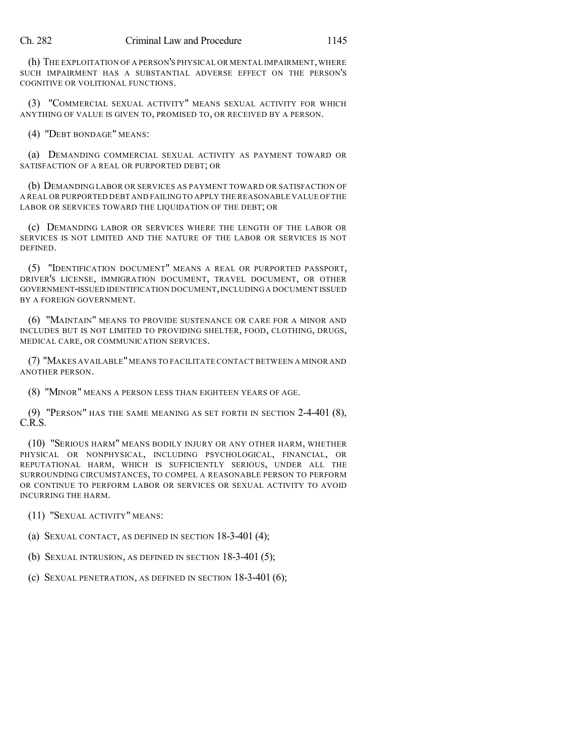(h) THE EXPLOITATION OF A PERSON'S PHYSICAL OR MENTAL IMPAIRMENT, WHERE SUCH IMPAIRMENT HAS A SUBSTANTIAL ADVERSE EFFECT ON THE PERSON'S COGNITIVE OR VOLITIONAL FUNCTIONS.

(3) "COMMERCIAL SEXUAL ACTIVITY" MEANS SEXUAL ACTIVITY FOR WHICH ANYTHING OF VALUE IS GIVEN TO, PROMISED TO, OR RECEIVED BY A PERSON.

(4) "DEBT BONDAGE" MEANS:

(a) DEMANDING COMMERCIAL SEXUAL ACTIVITY AS PAYMENT TOWARD OR SATISFACTION OF A REAL OR PURPORTED DEBT; OR

(b) DEMANDING LABOR OR SERVICES AS PAYMENT TOWARD OR SATISFACTION OF A REAL OR PURPORTED DEBT AND FAILING TO APPLY THE REASONABLE VALUE OF THE LABOR OR SERVICES TOWARD THE LIQUIDATION OF THE DEBT; OR

(c) DEMANDING LABOR OR SERVICES WHERE THE LENGTH OF THE LABOR OR SERVICES IS NOT LIMITED AND THE NATURE OF THE LABOR OR SERVICES IS NOT DEFINED.

(5) "IDENTIFICATION DOCUMENT" MEANS A REAL OR PURPORTED PASSPORT, DRIVER'S LICENSE, IMMIGRATION DOCUMENT, TRAVEL DOCUMENT, OR OTHER GOVERNMENT-ISSUED IDENTIFICATION DOCUMENT, INCLUDING A DOCUMENT ISSUED BY A FOREIGN GOVERNMENT.

(6) "MAINTAIN" MEANS TO PROVIDE SUSTENANCE OR CARE FOR A MINOR AND INCLUDES BUT IS NOT LIMITED TO PROVIDING SHELTER, FOOD, CLOTHING, DRUGS, MEDICAL CARE, OR COMMUNICATION SERVICES.

(7) "MAKES AVAILABLE" MEANS TO FACILITATE CONTACT BETWEEN A MINOR AND ANOTHER PERSON.

(8) "MINOR" MEANS A PERSON LESS THAN EIGHTEEN YEARS OF AGE.

(9) "PERSON" HAS THE SAME MEANING AS SET FORTH IN SECTION 2-4-401 (8), C.R.S.

(10) "SERIOUS HARM" MEANS BODILY INJURY OR ANY OTHER HARM, WHETHER PHYSICAL OR NONPHYSICAL, INCLUDING PSYCHOLOGICAL, FINANCIAL, OR REPUTATIONAL HARM, WHICH IS SUFFICIENTLY SERIOUS, UNDER ALL THE SURROUNDING CIRCUMSTANCES, TO COMPEL A REASONABLE PERSON TO PERFORM OR CONTINUE TO PERFORM LABOR OR SERVICES OR SEXUAL ACTIVITY TO AVOID INCURRING THE HARM.

(11) "SEXUAL ACTIVITY" MEANS:

(a) SEXUAL CONTACT, AS DEFINED IN SECTION 18-3-401 (4);

(b) SEXUAL INTRUSION, AS DEFINED IN SECTION 18-3-401 (5);

(c) SEXUAL PENETRATION, AS DEFINED IN SECTION 18-3-401 (6);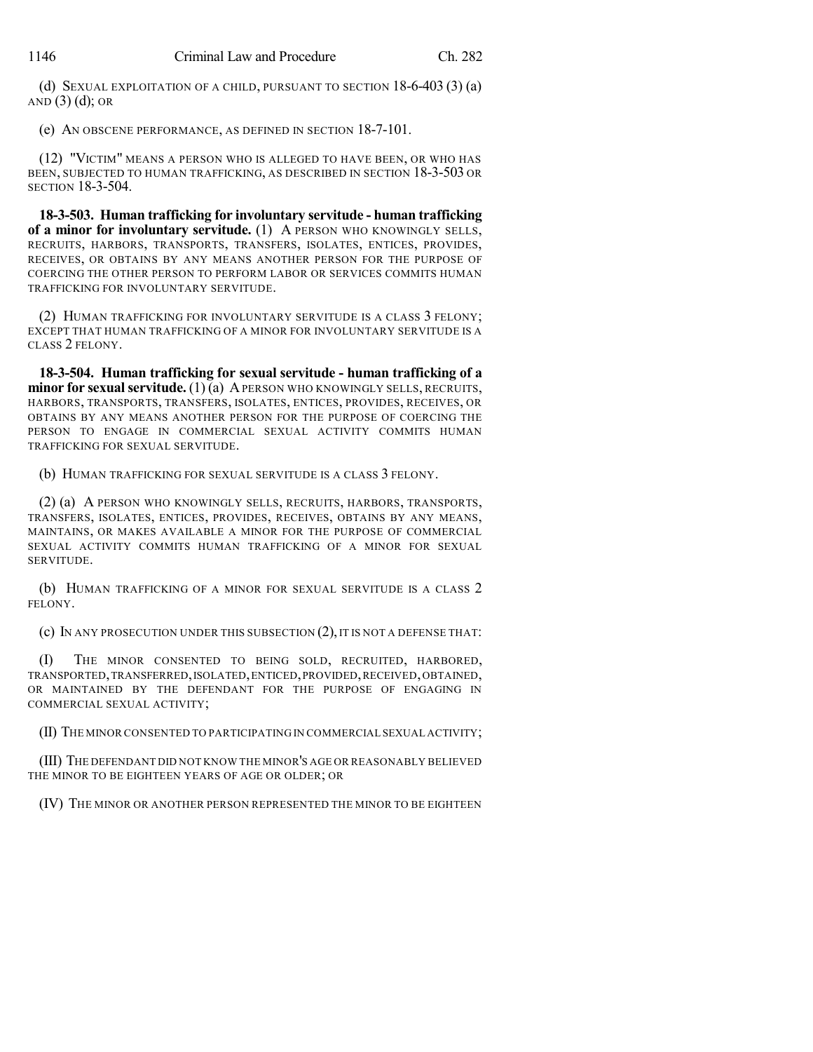(d) SEXUAL EXPLOITATION OF A CHILD, PURSUANT TO SECTION 18-6-403 (3) (a) AND (3) (d); OR

(e) AN OBSCENE PERFORMANCE, AS DEFINED IN SECTION 18-7-101.

(12) "VICTIM" MEANS A PERSON WHO IS ALLEGED TO HAVE BEEN, OR WHO HAS BEEN, SUBJECTED TO HUMAN TRAFFICKING, AS DESCRIBED IN SECTION 18-3-503 OR SECTION 18-3-504.

**18-3-503. Human trafficking for involuntary servitude - human trafficking of a minor for involuntary servitude.** (1) A PERSON WHO KNOWINGLY SELLS, RECRUITS, HARBORS, TRANSPORTS, TRANSFERS, ISOLATES, ENTICES, PROVIDES, RECEIVES, OR OBTAINS BY ANY MEANS ANOTHER PERSON FOR THE PURPOSE OF COERCING THE OTHER PERSON TO PERFORM LABOR OR SERVICES COMMITS HUMAN TRAFFICKING FOR INVOLUNTARY SERVITUDE.

(2) HUMAN TRAFFICKING FOR INVOLUNTARY SERVITUDE IS A CLASS 3 FELONY; EXCEPT THAT HUMAN TRAFFICKING OF A MINOR FOR INVOLUNTARY SERVITUDE IS A CLASS 2 FELONY.

**18-3-504. Human trafficking for sexual servitude - human trafficking of a minor for sexual servitude.** (1) (a) A PERSON WHO KNOWINGLY SELLS, RECRUITS, HARBORS, TRANSPORTS, TRANSFERS, ISOLATES, ENTICES, PROVIDES, RECEIVES, OR OBTAINS BY ANY MEANS ANOTHER PERSON FOR THE PURPOSE OF COERCING THE PERSON TO ENGAGE IN COMMERCIAL SEXUAL ACTIVITY COMMITS HUMAN TRAFFICKING FOR SEXUAL SERVITUDE.

(b) HUMAN TRAFFICKING FOR SEXUAL SERVITUDE IS A CLASS 3 FELONY.

(2) (a) A PERSON WHO KNOWINGLY SELLS, RECRUITS, HARBORS, TRANSPORTS, TRANSFERS, ISOLATES, ENTICES, PROVIDES, RECEIVES, OBTAINS BY ANY MEANS, MAINTAINS, OR MAKES AVAILABLE A MINOR FOR THE PURPOSE OF COMMERCIAL SEXUAL ACTIVITY COMMITS HUMAN TRAFFICKING OF A MINOR FOR SEXUAL SERVITUDE.

(b) HUMAN TRAFFICKING OF A MINOR FOR SEXUAL SERVITUDE IS A CLASS 2 FELONY.

(c) IN ANY PROSECUTION UNDER THIS SUBSECTION (2), IT IS NOT A DEFENSE THAT:

(I) THE MINOR CONSENTED TO BEING SOLD, RECRUITED, HARBORED, TRANSPORTED, TRANSFERRED, ISOLATED, ENTICED, PROVIDED, RECEIVED, OBTAINED, OR MAINTAINED BY THE DEFENDANT FOR THE PURPOSE OF ENGAGING IN COMMERCIAL SEXUAL ACTIVITY;

(II) THE MINOR CONSENTED TO PARTICIPATING IN COMMERCIAL SEXUAL ACTIVITY;

(III) THE DEFENDANT DID NOT KNOW THE MINOR'S AGE OR REASONABLY BELIEVED THE MINOR TO BE EIGHTEEN YEARS OF AGE OR OLDER; OR

(IV) THE MINOR OR ANOTHER PERSON REPRESENTED THE MINOR TO BE EIGHTEEN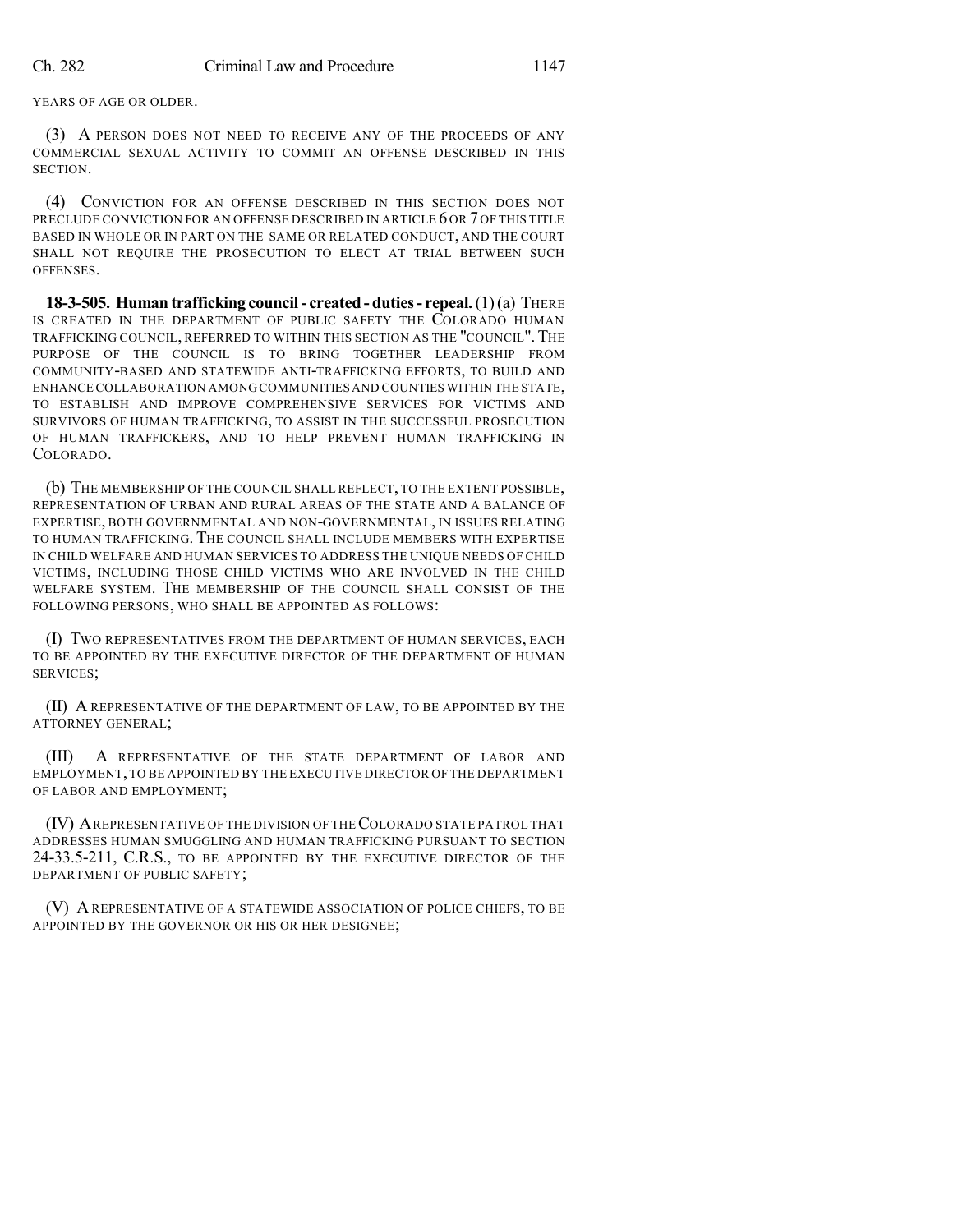YEARS OF AGE OR OLDER.

(3) A PERSON DOES NOT NEED TO RECEIVE ANY OF THE PROCEEDS OF ANY COMMERCIAL SEXUAL ACTIVITY TO COMMIT AN OFFENSE DESCRIBED IN THIS SECTION.

(4) CONVICTION FOR AN OFFENSE DESCRIBED IN THIS SECTION DOES NOT PRECLUDE CONVICTION FOR AN OFFENSE DESCRIBED IN ARTICLE 6 OR 7 OF THIS TITLE BASED IN WHOLE OR IN PART ON THE SAME OR RELATED CONDUCT, AND THE COURT SHALL NOT REQUIRE THE PROSECUTION TO ELECT AT TRIAL BETWEEN SUCH OFFENSES.

**18-3-505. Human trafficking council - created - duties - repeal.** (1) (a) THERE IS CREATED IN THE DEPARTMENT OF PUBLIC SAFETY THE COLORADO HUMAN TRAFFICKING COUNCIL, REFERRED TO WITHIN THIS SECTION AS THE "COUNCIL". THE PURPOSE OF THE COUNCIL IS TO BRING TOGETHER LEADERSHIP FROM COMMUNITY-BASED AND STATEWIDE ANTI-TRAFFICKING EFFORTS, TO BUILD AND ENHANCE COLLABORATION AMONG COMMUNITIES AND COUNTIES WITHIN THE STATE, TO ESTABLISH AND IMPROVE COMPREHENSIVE SERVICES FOR VICTIMS AND SURVIVORS OF HUMAN TRAFFICKING, TO ASSIST IN THE SUCCESSFUL PROSECUTION OF HUMAN TRAFFICKERS, AND TO HELP PREVENT HUMAN TRAFFICKING IN COLORADO.

(b) THE MEMBERSHIP OF THE COUNCIL SHALL REFLECT, TO THE EXTENT POSSIBLE, REPRESENTATION OF URBAN AND RURAL AREAS OF THE STATE AND A BALANCE OF EXPERTISE, BOTH GOVERNMENTAL AND NON-GOVERNMENTAL, IN ISSUES RELATING TO HUMAN TRAFFICKING. THE COUNCIL SHALL INCLUDE MEMBERS WITH EXPERTISE IN CHILD WELFARE AND HUMAN SERVICES TO ADDRESS THE UNIQUE NEEDS OF CHILD VICTIMS, INCLUDING THOSE CHILD VICTIMS WHO ARE INVOLVED IN THE CHILD WELFARE SYSTEM. THE MEMBERSHIP OF THE COUNCIL SHALL CONSIST OF THE FOLLOWING PERSONS, WHO SHALL BE APPOINTED AS FOLLOWS:

(I) TWO REPRESENTATIVES FROM THE DEPARTMENT OF HUMAN SERVICES, EACH TO BE APPOINTED BY THE EXECUTIVE DIRECTOR OF THE DEPARTMENT OF HUMAN SERVICES;

(II) A REPRESENTATIVE OF THE DEPARTMENT OF LAW, TO BE APPOINTED BY THE ATTORNEY GENERAL;

(III) A REPRESENTATIVE OF THE STATE DEPARTMENT OF LABOR AND EMPLOYMENT, TO BE APPOINTED BY THE EXECUTIVE DIRECTOR OF THE DEPARTMENT OF LABOR AND EMPLOYMENT;

(IV) A REPRESENTATIVE OF THE DIVISION OF THE COLORADO STATE PATROL THAT ADDRESSES HUMAN SMUGGLING AND HUMAN TRAFFICKING PURSUANT TO SECTION 24-33.5-211, C.R.S., TO BE APPOINTED BY THE EXECUTIVE DIRECTOR OF THE DEPARTMENT OF PUBLIC SAFETY;

(V) A REPRESENTATIVE OF A STATEWIDE ASSOCIATION OF POLICE CHIEFS, TO BE APPOINTED BY THE GOVERNOR OR HIS OR HER DESIGNEE;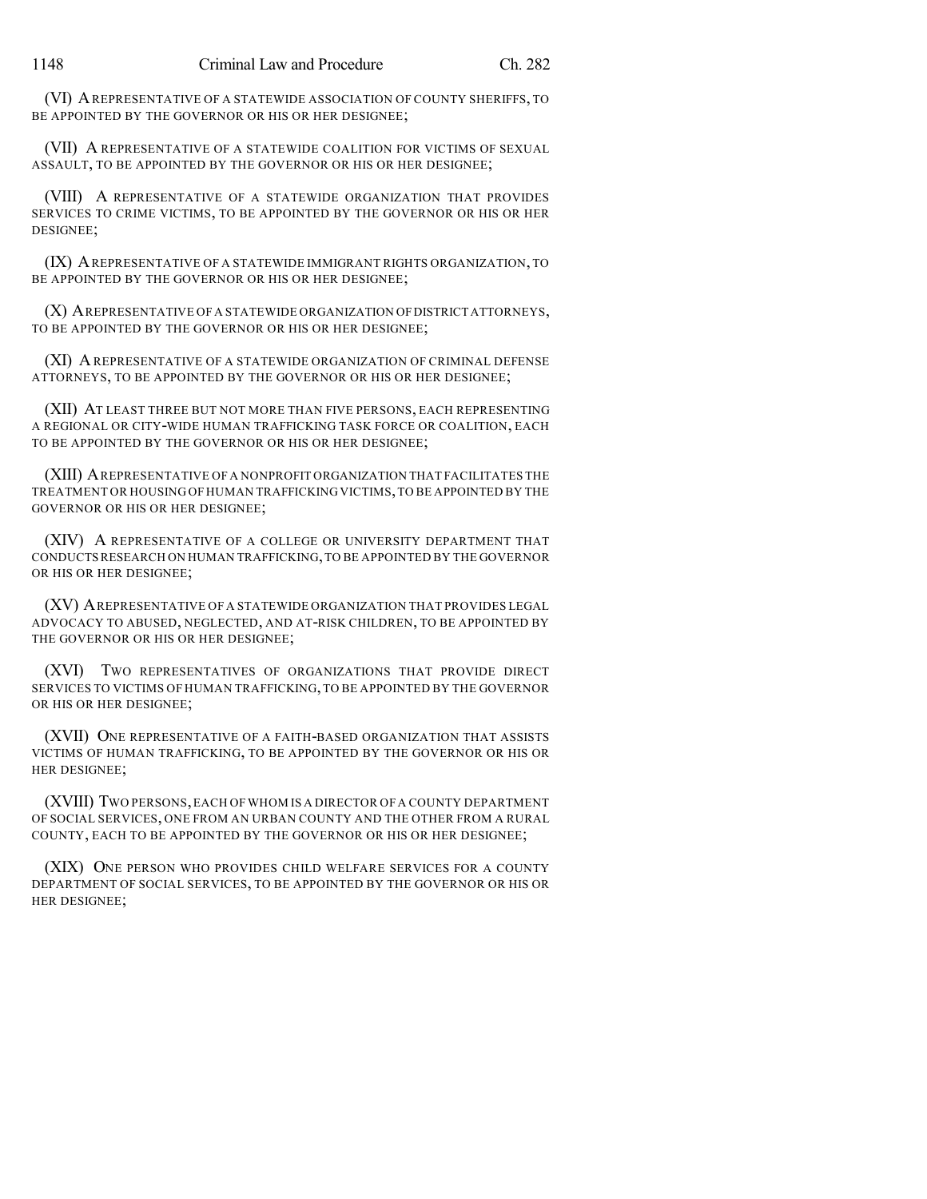(VI) A REPRESENTATIVE OF A STATEWIDE ASSOCIATION OF COUNTY SHERIFFS, TO BE APPOINTED BY THE GOVERNOR OR HIS OR HER DESIGNEE;

(VII) A REPRESENTATIVE OF A STATEWIDE COALITION FOR VICTIMS OF SEXUAL ASSAULT, TO BE APPOINTED BY THE GOVERNOR OR HIS OR HER DESIGNEE;

(VIII) A REPRESENTATIVE OF A STATEWIDE ORGANIZATION THAT PROVIDES SERVICES TO CRIME VICTIMS, TO BE APPOINTED BY THE GOVERNOR OR HIS OR HER DESIGNEE;

(IX) A REPRESENTATIVE OF A STATEWIDE IMMIGRANT RIGHTS ORGANIZATION, TO BE APPOINTED BY THE GOVERNOR OR HIS OR HER DESIGNEE;

(X) A REPRESENTATIVE OF A STATEWIDE ORGANIZATION OF DISTRICT ATTORNEYS, TO BE APPOINTED BY THE GOVERNOR OR HIS OR HER DESIGNEE;

(XI) A REPRESENTATIVE OF A STATEWIDE ORGANIZATION OF CRIMINAL DEFENSE ATTORNEYS, TO BE APPOINTED BY THE GOVERNOR OR HIS OR HER DESIGNEE;

(XII) AT LEAST THREE BUT NOT MORE THAN FIVE PERSONS, EACH REPRESENTING A REGIONAL OR CITY-WIDE HUMAN TRAFFICKING TASK FORCE OR COALITION, EACH TO BE APPOINTED BY THE GOVERNOR OR HIS OR HER DESIGNEE;

(XIII) A REPRESENTATIVE OF A NONPROFIT ORGANIZATION THAT FACILITATES THE TREATMENT OR HOUSING OF HUMAN TRAFFICKING VICTIMS, TO BE APPOINTED BY THE GOVERNOR OR HIS OR HER DESIGNEE;

(XIV) A REPRESENTATIVE OF A COLLEGE OR UNIVERSITY DEPARTMENT THAT CONDUCTS RESEARCH ON HUMAN TRAFFICKING, TO BE APPOINTED BY THE GOVERNOR OR HIS OR HER DESIGNEE;

(XV) A REPRESENTATIVE OF A STATEWIDE ORGANIZATION THAT PROVIDES LEGAL ADVOCACY TO ABUSED, NEGLECTED, AND AT-RISK CHILDREN, TO BE APPOINTED BY THE GOVERNOR OR HIS OR HER DESIGNEE;

(XVI) TWO REPRESENTATIVES OF ORGANIZATIONS THAT PROVIDE DIRECT SERVICES TO VICTIMS OF HUMAN TRAFFICKING, TO BE APPOINTED BY THE GOVERNOR OR HIS OR HER DESIGNEE;

(XVII) ONE REPRESENTATIVE OF A FAITH-BASED ORGANIZATION THAT ASSISTS VICTIMS OF HUMAN TRAFFICKING, TO BE APPOINTED BY THE GOVERNOR OR HIS OR HER DESIGNEE;

(XVIII) TWO PERSONS, EACH OF WHOM IS A DIRECTOR OF A COUNTY DEPARTMENT OF SOCIAL SERVICES, ONE FROM AN URBAN COUNTY AND THE OTHER FROM A RURAL COUNTY, EACH TO BE APPOINTED BY THE GOVERNOR OR HIS OR HER DESIGNEE;

(XIX) ONE PERSON WHO PROVIDES CHILD WELFARE SERVICES FOR A COUNTY DEPARTMENT OF SOCIAL SERVICES, TO BE APPOINTED BY THE GOVERNOR OR HIS OR HER DESIGNEE;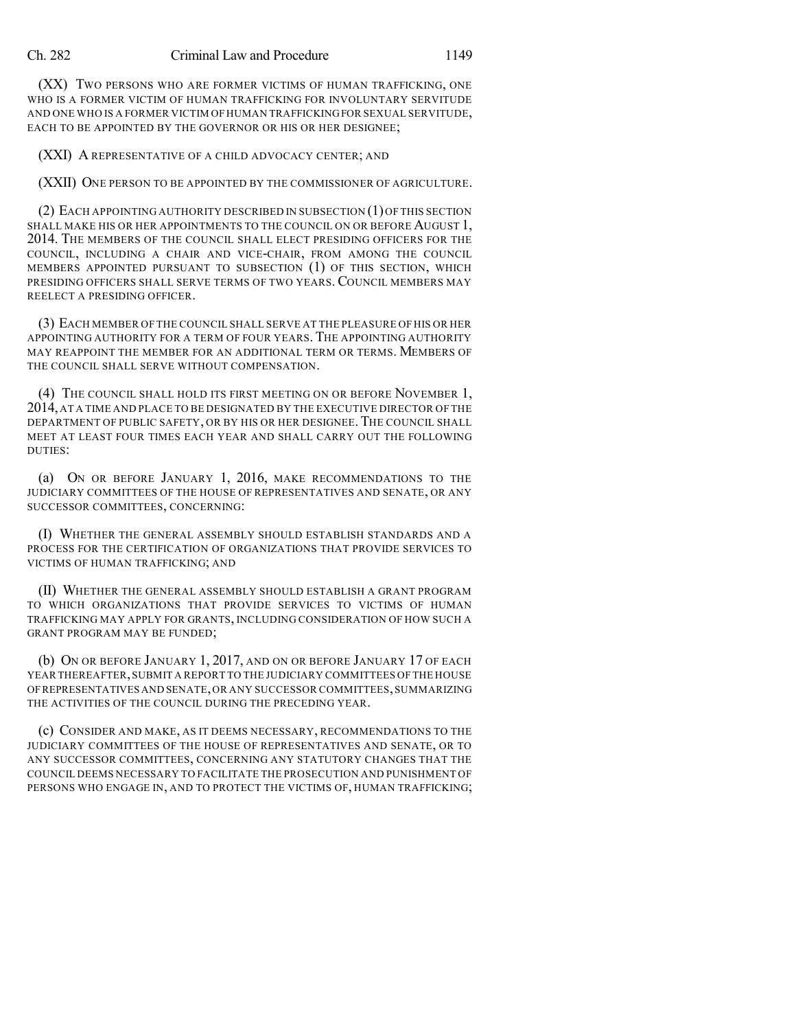(XX) TWO PERSONS WHO ARE FORMER VICTIMS OF HUMAN TRAFFICKING, ONE WHO IS A FORMER VICTIM OF HUMAN TRAFFICKING FOR INVOLUNTARY SERVITUDE AND ONE WHO IS A FORMER VICTIM OF HUMAN TRAFFICKING FOR SEXUAL SERVITUDE, EACH TO BE APPOINTED BY THE GOVERNOR OR HIS OR HER DESIGNEE;

(XXI) A REPRESENTATIVE OF A CHILD ADVOCACY CENTER; AND

(XXII) ONE PERSON TO BE APPOINTED BY THE COMMISSIONER OF AGRICULTURE.

(2) EACH APPOINTING AUTHORITY DESCRIBED IN SUBSECTION (1) OF THIS SECTION SHALL MAKE HIS OR HER APPOINTMENTS TO THE COUNCIL ON OR BEFORE AUGUST 1, 2014. THE MEMBERS OF THE COUNCIL SHALL ELECT PRESIDING OFFICERS FOR THE COUNCIL, INCLUDING A CHAIR AND VICE-CHAIR, FROM AMONG THE COUNCIL MEMBERS APPOINTED PURSUANT TO SUBSECTION (1) OF THIS SECTION, WHICH PRESIDING OFFICERS SHALL SERVE TERMS OF TWO YEARS. COUNCIL MEMBERS MAY REELECT A PRESIDING OFFICER.

(3) EACH MEMBER OF THE COUNCIL SHALL SERVE AT THE PLEASURE OF HIS OR HER APPOINTING AUTHORITY FOR A TERM OF FOUR YEARS. THE APPOINTING AUTHORITY MAY REAPPOINT THE MEMBER FOR AN ADDITIONAL TERM OR TERMS. MEMBERS OF THE COUNCIL SHALL SERVE WITHOUT COMPENSATION.

(4) THE COUNCIL SHALL HOLD ITS FIRST MEETING ON OR BEFORE NOVEMBER 1, 2014, AT A TIME AND PLACE TO BE DESIGNATED BY THE EXECUTIVE DIRECTOR OF THE DEPARTMENT OF PUBLIC SAFETY, OR BY HIS OR HER DESIGNEE. THE COUNCIL SHALL MEET AT LEAST FOUR TIMES EACH YEAR AND SHALL CARRY OUT THE FOLLOWING DUTIES:

(a) ON OR BEFORE JANUARY 1, 2016, MAKE RECOMMENDATIONS TO THE JUDICIARY COMMITTEES OF THE HOUSE OF REPRESENTATIVES AND SENATE, OR ANY SUCCESSOR COMMITTEES, CONCERNING:

(I) WHETHER THE GENERAL ASSEMBLY SHOULD ESTABLISH STANDARDS AND A PROCESS FOR THE CERTIFICATION OF ORGANIZATIONS THAT PROVIDE SERVICES TO VICTIMS OF HUMAN TRAFFICKING; AND

(II) WHETHER THE GENERAL ASSEMBLY SHOULD ESTABLISH A GRANT PROGRAM TO WHICH ORGANIZATIONS THAT PROVIDE SERVICES TO VICTIMS OF HUMAN TRAFFICKING MAY APPLY FOR GRANTS, INCLUDING CONSIDERATION OF HOW SUCH A GRANT PROGRAM MAY BE FUNDED;

(b) ON OR BEFORE JANUARY 1, 2017, AND ON OR BEFORE JANUARY 17 OF EACH YEAR THEREAFTER, SUBMIT A REPORT TO THE JUDICIARY COMMITTEES OF THE HOUSE OF REPRESENTATIVES AND SENATE, OR ANY SUCCESSOR COMMITTEES, SUMMARIZING THE ACTIVITIES OF THE COUNCIL DURING THE PRECEDING YEAR.

(c) CONSIDER AND MAKE, AS IT DEEMS NECESSARY, RECOMMENDATIONS TO THE JUDICIARY COMMITTEES OF THE HOUSE OF REPRESENTATIVES AND SENATE, OR TO ANY SUCCESSOR COMMITTEES, CONCERNING ANY STATUTORY CHANGES THAT THE COUNCIL DEEMS NECESSARY TO FACILITATE THE PROSECUTION AND PUNISHMENT OF PERSONS WHO ENGAGE IN, AND TO PROTECT THE VICTIMS OF, HUMAN TRAFFICKING;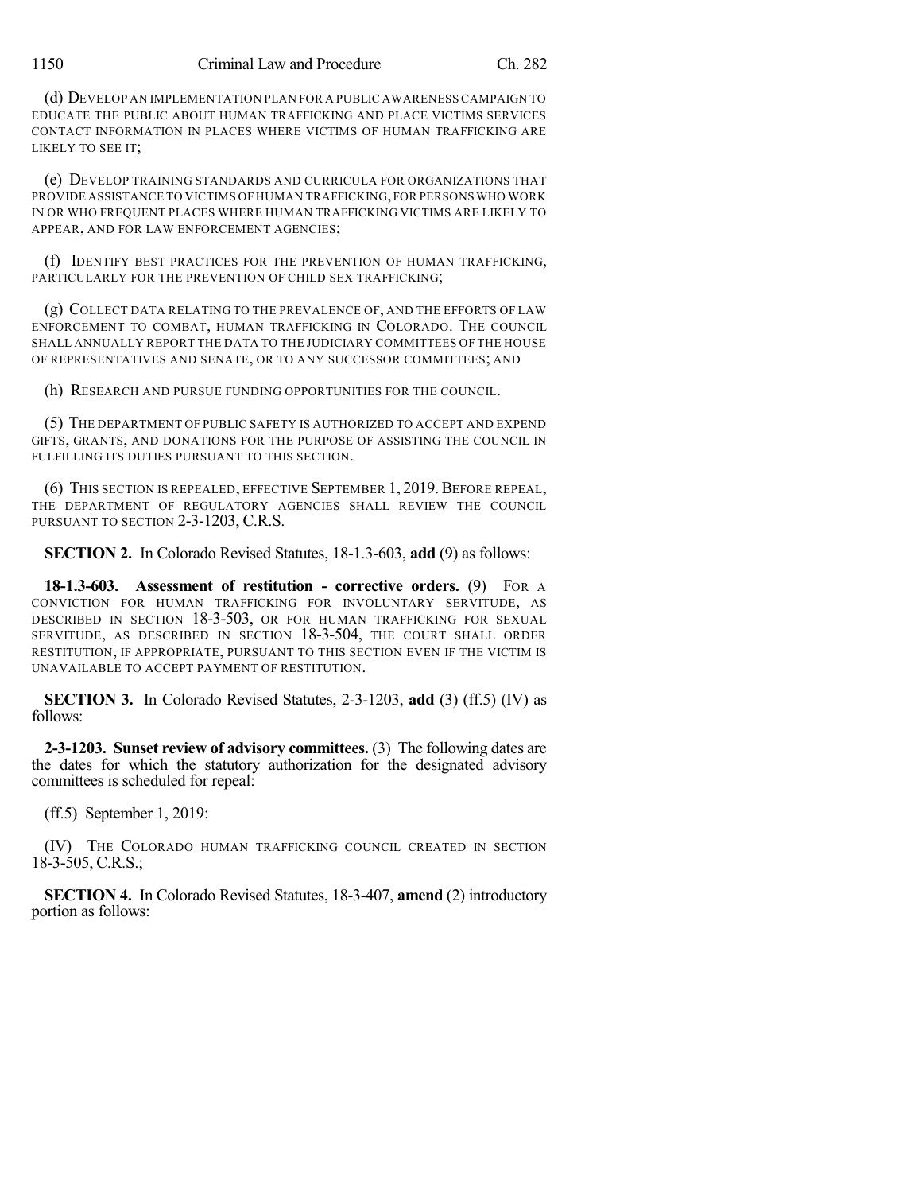(d) DEVELOP AN IMPLEMENTATION PLAN FOR A PUBLIC AWARENESS CAMPAIGN TO EDUCATE THE PUBLIC ABOUT HUMAN TRAFFICKING AND PLACE VICTIMS SERVICES CONTACT INFORMATION IN PLACES WHERE VICTIMS OF HUMAN TRAFFICKING ARE LIKELY TO SEE IT;

(e) DEVELOP TRAINING STANDARDS AND CURRICULA FOR ORGANIZATIONS THAT PROVIDE ASSISTANCE TO VICTIMS OF HUMAN TRAFFICKING, FOR PERSONS WHO WORK IN OR WHO FREQUENT PLACES WHERE HUMAN TRAFFICKING VICTIMS ARE LIKELY TO APPEAR, AND FOR LAW ENFORCEMENT AGENCIES;

(f) IDENTIFY BEST PRACTICES FOR THE PREVENTION OF HUMAN TRAFFICKING, PARTICULARLY FOR THE PREVENTION OF CHILD SEX TRAFFICKING;

(g) COLLECT DATA RELATING TO THE PREVALENCE OF, AND THE EFFORTS OF LAW ENFORCEMENT TO COMBAT, HUMAN TRAFFICKING IN COLORADO. THE COUNCIL SHALL ANNUALLY REPORT THE DATA TO THE JUDICIARY COMMITTEES OF THE HOUSE OF REPRESENTATIVES AND SENATE, OR TO ANY SUCCESSOR COMMITTEES; AND

(h) RESEARCH AND PURSUE FUNDING OPPORTUNITIES FOR THE COUNCIL.

(5) THE DEPARTMENT OF PUBLIC SAFETY IS AUTHORIZED TO ACCEPT AND EXPEND GIFTS, GRANTS, AND DONATIONS FOR THE PURPOSE OF ASSISTING THE COUNCIL IN FULFILLING ITS DUTIES PURSUANT TO THIS SECTION.

(6) THIS SECTION IS REPEALED, EFFECTIVE SEPTEMBER 1, 2019. BEFORE REPEAL, THE DEPARTMENT OF REGULATORY AGENCIES SHALL REVIEW THE COUNCIL PURSUANT TO SECTION 2-3-1203, C.R.S.

**SECTION 2.** In Colorado Revised Statutes, 18-1.3-603, **add** (9) as follows:

**18-1.3-603. Assessment of restitution - corrective orders.** (9) FOR A CONVICTION FOR HUMAN TRAFFICKING FOR INVOLUNTARY SERVITUDE, AS DESCRIBED IN SECTION 18-3-503, OR FOR HUMAN TRAFFICKING FOR SEXUAL SERVITUDE, AS DESCRIBED IN SECTION 18-3-504, THE COURT SHALL ORDER RESTITUTION, IF APPROPRIATE, PURSUANT TO THIS SECTION EVEN IF THE VICTIM IS UNAVAILABLE TO ACCEPT PAYMENT OF RESTITUTION.

**SECTION 3.** In Colorado Revised Statutes, 2-3-1203, **add** (3) (ff.5) (IV) as follows:

**2-3-1203. Sunset review of advisory committees.** (3) The following dates are the dates for which the statutory authorization for the designated advisory committees is scheduled for repeal:

(ff.5) September 1, 2019:

(IV) THE COLORADO HUMAN TRAFFICKING COUNCIL CREATED IN SECTION 18-3-505, C.R.S.;

**SECTION 4.** In Colorado Revised Statutes, 18-3-407, **amend** (2) introductory portion as follows: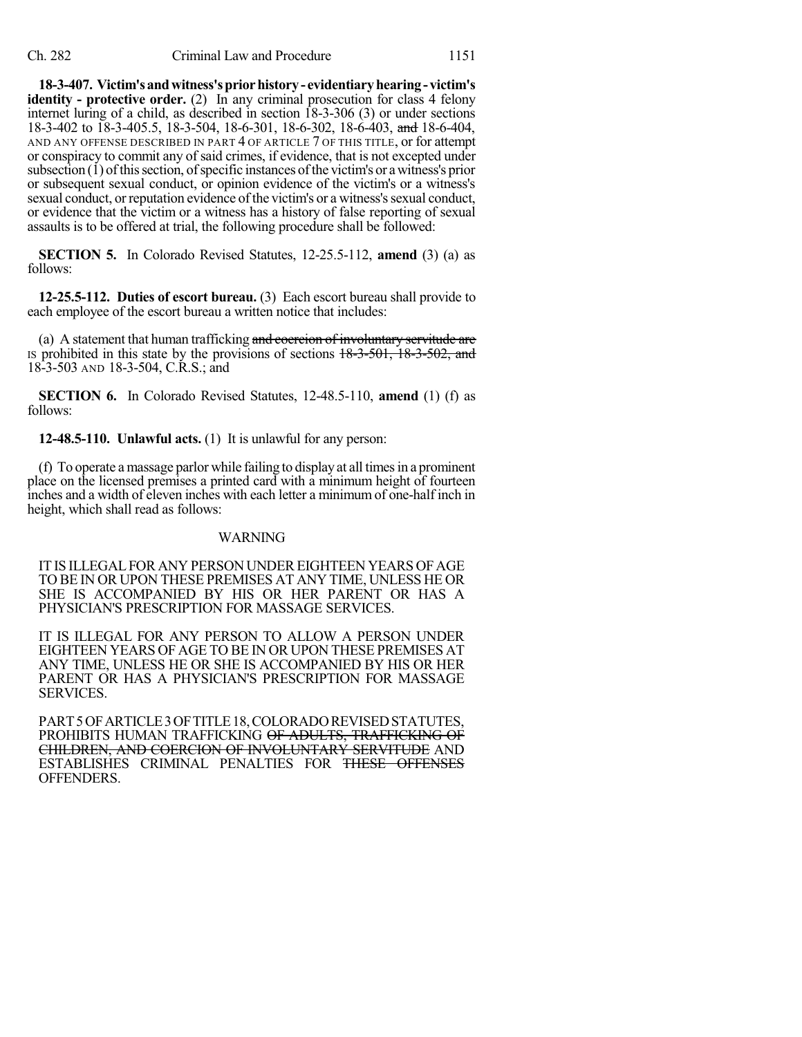**18-3-407. Victim's and witness's prior history - evidentiary hearing - victim's identity - protective order.** (2) In any criminal prosecution for class 4 felony internet luring of a child, as described in section 18-3-306 (3) or under sections 18-3-402 to 18-3-405.5, 18-3-504, 18-6-301, 18-6-302, 18-6-403, ~~and~~ 18-6-404, AND ANY OFFENSE DESCRIBED IN PART 4 OF ARTICLE 7 OF THIS TITLE, or for attempt or conspiracy to commit any of said crimes, if evidence, that is not excepted under subsection (1) of this section, of specific instances of the victim's or a witness's prior or subsequent sexual conduct, or opinion evidence of the victim's or a witness's sexual conduct, or reputation evidence of the victim's or a witness's sexual conduct, or evidence that the victim or a witness has a history of false reporting of sexual assaults is to be offered at trial, the following procedure shall be followed:

**SECTION 5.** In Colorado Revised Statutes, 12-25.5-112, **amend** (3) (a) as follows:

**12-25.5-112. Duties of escort bureau.** (3) Each escort bureau shall provide to each employee of the escort bureau a written notice that includes:

(a) A statement that human trafficking ~~and coercion of involuntary servitude are~~ IS prohibited in this state by the provisions of sections ~~18-3-501, 18-3-502, and~~ 18-3-503 AND 18-3-504, C.R.S.; and

**SECTION 6.** In Colorado Revised Statutes, 12-48.5-110, **amend** (1) (f) as follows:

**12-48.5-110. Unlawful acts.** (1) It is unlawful for any person:

(f) To operate a massage parlor while failing to display at all times in a prominent place on the licensed premises a printed card with a minimum height of fourteen inches and a width of eleven inches with each letter a minimum of one-half inch in height, which shall read as follows:

WARNING

IT IS ILLEGAL FOR ANY PERSON UNDER EIGHTEEN YEARS OF AGE TO BE IN OR UPON THESE PREMISES AT ANY TIME, UNLESS HE OR SHE IS ACCOMPANIED BY HIS OR HER PARENT OR HAS A PHYSICIAN'S PRESCRIPTION FOR MASSAGE SERVICES.

IT IS ILLEGAL FOR ANY PERSON TO ALLOW A PERSON UNDER EIGHTEEN YEARS OF AGE TO BE IN OR UPON THESE PREMISES AT ANY TIME, UNLESS HE OR SHE IS ACCOMPANIED BY HIS OR HER PARENT OR HAS A PHYSICIAN'S PRESCRIPTION FOR MASSAGE SERVICES.

PART 5 OF ARTICLE 3 OF TITLE 18, COLORADO REVISED STATUTES, PROHIBITS HUMAN TRAFFICKING ~~OF ADULTS, TRAFFICKING OF CHILDREN, AND COERCION OF INVOLUNTARY SERVITUDE~~ AND ESTABLISHES CRIMINAL PENALTIES FOR ~~THESE OFFENSES~~ OFFENDERS.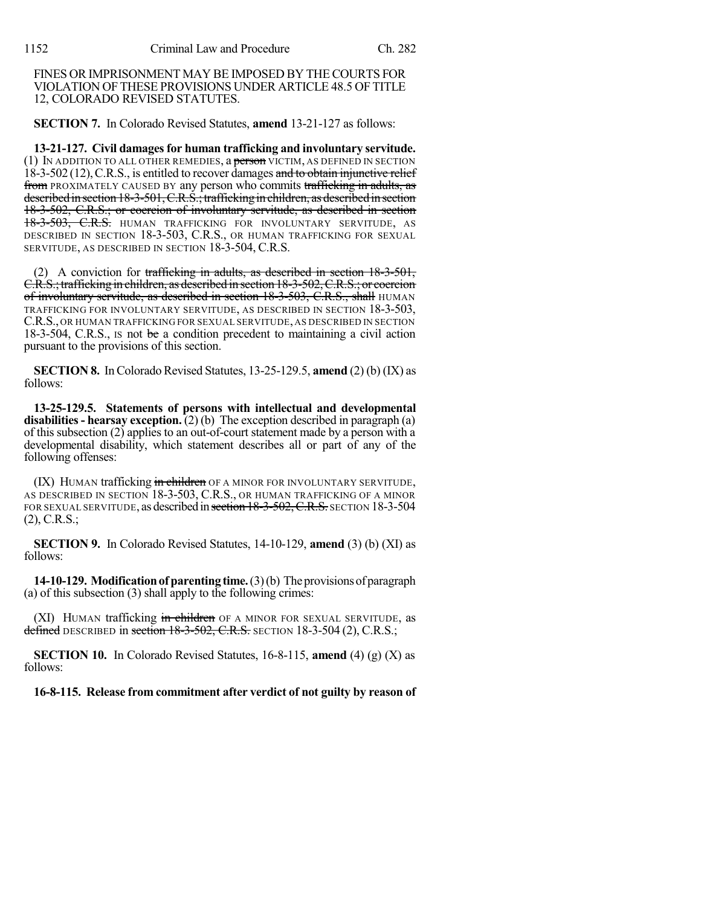FINES OR IMPRISONMENT MAY BE IMPOSED BY THE COURTS FOR VIOLATION OF THESE PROVISIONS UNDER ARTICLE 48.5 OF TITLE 12, COLORADO REVISED STATUTES.

**SECTION 7.** In Colorado Revised Statutes, **amend** 13-21-127 as follows:

**13-21-127. Civil damages for human trafficking and involuntary servitude.** (1) IN ADDITION TO ALL OTHER REMEDIES, a ~~person~~ VICTIM, AS DEFINED IN SECTION 18-3-502 (12), C.R.S., is entitled to recover damages ~~and to obtain injunctive relief from~~ PROXIMATELY CAUSED BY any person who commits ~~trafficking in adults, as described in section 18-3-501, C.R.S.; trafficking in children, as described in section 18-3-502, C.R.S.; or coercion of involuntary servitude, as described in section 18-3-503, C.R.S.~~ HUMAN TRAFFICKING FOR INVOLUNTARY SERVITUDE, AS DESCRIBED IN SECTION 18-3-503, C.R.S., OR HUMAN TRAFFICKING FOR SEXUAL SERVITUDE, AS DESCRIBED IN SECTION 18-3-504, C.R.S.

(2) A conviction for ~~trafficking in adults, as described in section 18-3-501, C.R.S.; trafficking in children, as described in section 18-3-502, C.R.S.; or coercion of involuntary servitude, as described in section 18-3-503, C.R.S., shall~~ HUMAN TRAFFICKING FOR INVOLUNTARY SERVITUDE, AS DESCRIBED IN SECTION 18-3-503, C.R.S., OR HUMAN TRAFFICKING FOR SEXUAL SERVITUDE, AS DESCRIBED IN SECTION 18-3-504, C.R.S., IS not ~~be~~ a condition precedent to maintaining a civil action pursuant to the provisions of this section.

**SECTION 8.** In Colorado Revised Statutes, 13-25-129.5, **amend** (2) (b) (IX) as follows:

**13-25-129.5. Statements of persons with intellectual and developmental disabilities - hearsay exception.** (2) (b) The exception described in paragraph (a) of this subsection (2) applies to an out-of-court statement made by a person with a developmental disability, which statement describes all or part of any of the following offenses:

(IX) HUMAN trafficking ~~in children~~ OF A MINOR FOR INVOLUNTARY SERVITUDE, AS DESCRIBED IN SECTION 18-3-503, C.R.S., OR HUMAN TRAFFICKING OF A MINOR FOR SEXUAL SERVITUDE, as described in ~~section 18-3-502, C.R.S.~~ SECTION 18-3-504 (2), C.R.S.;

**SECTION 9.** In Colorado Revised Statutes, 14-10-129, **amend** (3) (b) (XI) as follows:

**14-10-129. Modification of parenting time.** (3) (b) The provisions of paragraph (a) of this subsection (3) shall apply to the following crimes:

(XI) HUMAN trafficking ~~in children~~ OF A MINOR FOR SEXUAL SERVITUDE, as ~~defined~~ DESCRIBED in ~~section 18-3-502, C.R.S.~~ SECTION 18-3-504 (2), C.R.S.;

**SECTION 10.** In Colorado Revised Statutes, 16-8-115, **amend** (4) (g) (X) as follows:

**16-8-115. Release from commitment after verdict of not guilty by reason of**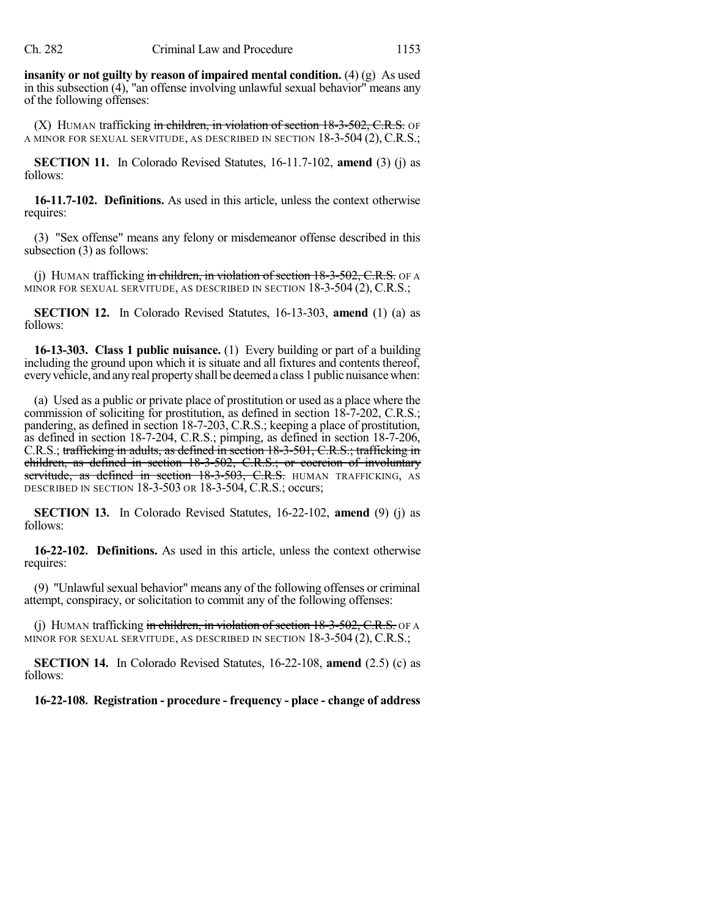**insanity or not guilty by reason of impaired mental condition.** (4) (g) As used in this subsection (4), "an offense involving unlawful sexual behavior" means any of the following offenses:

(X) HUMAN trafficking ~~in children, in violation of section 18-3-502, C.R.S.~~ OF A MINOR FOR SEXUAL SERVITUDE, AS DESCRIBED IN SECTION 18-3-504 (2), C.R.S.;

**SECTION 11.** In Colorado Revised Statutes, 16-11.7-102, **amend** (3) (j) as follows:

**16-11.7-102. Definitions.** As used in this article, unless the context otherwise requires:

(3) "Sex offense" means any felony or misdemeanor offense described in this subsection (3) as follows:

(j) HUMAN trafficking ~~in children, in violation of section 18-3-502, C.R.S.~~ OF A MINOR FOR SEXUAL SERVITUDE, AS DESCRIBED IN SECTION 18-3-504 (2), C.R.S.;

**SECTION 12.** In Colorado Revised Statutes, 16-13-303, **amend** (1) (a) as follows:

**16-13-303. Class 1 public nuisance.** (1) Every building or part of a building including the ground upon which it is situate and all fixtures and contents thereof, every vehicle, and any real property shall be deemed a class 1 public nuisance when:

(a) Used as a public or private place of prostitution or used as a place where the commission of soliciting for prostitution, as defined in section 18-7-202, C.R.S.; pandering, as defined in section 18-7-203, C.R.S.; keeping a place of prostitution, as defined in section 18-7-204, C.R.S.; pimping, as defined in section 18-7-206, C.R.S.; ~~trafficking in adults, as defined in section 18-3-501, C.R.S.; trafficking in children, as defined in section 18-3-502, C.R.S.; or coercion of involuntary servitude, as defined in section 18-3-503, C.R.S.~~ HUMAN TRAFFICKING, AS DESCRIBED IN SECTION 18-3-503 OR 18-3-504, C.R.S.; occurs;

**SECTION 13.** In Colorado Revised Statutes, 16-22-102, **amend** (9) (j) as follows:

**16-22-102. Definitions.** As used in this article, unless the context otherwise requires:

(9) "Unlawful sexual behavior" means any of the following offenses or criminal attempt, conspiracy, or solicitation to commit any of the following offenses:

(j) HUMAN trafficking ~~in children, in violation of section 18-3-502, C.R.S.~~ OF A MINOR FOR SEXUAL SERVITUDE, AS DESCRIBED IN SECTION 18-3-504 (2), C.R.S.;

**SECTION 14.** In Colorado Revised Statutes, 16-22-108, **amend** (2.5) (c) as follows:

**16-22-108. Registration - procedure - frequency - place - change of address**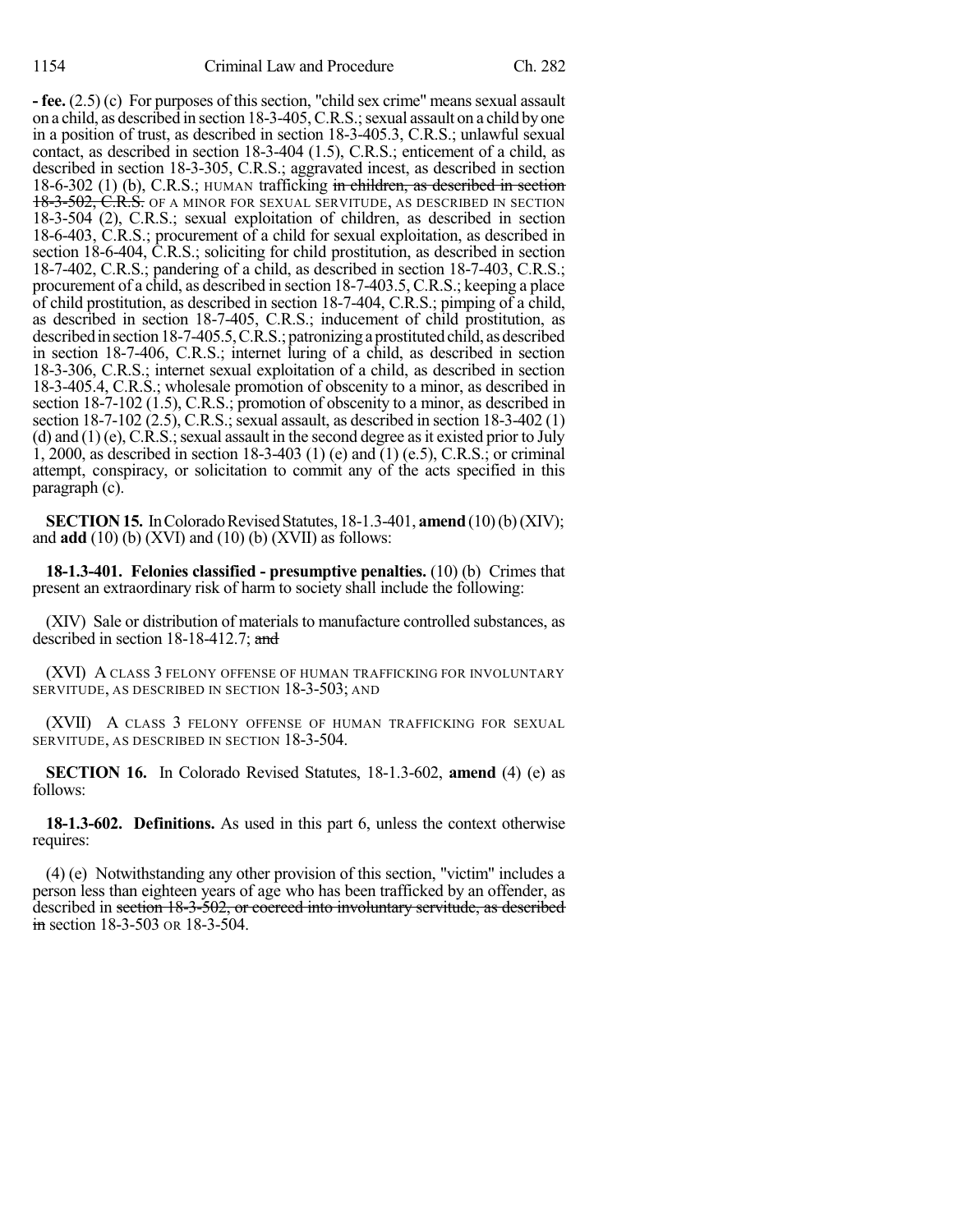**- fee.** (2.5) (c) For purposes of this section, "child sex crime" means sexual assault on a child, as described in section 18-3-405, C.R.S.; sexual assault on a child by one in a position of trust, as described in section 18-3-405.3, C.R.S.; unlawful sexual contact, as described in section 18-3-404 (1.5), C.R.S.; enticement of a child, as described in section 18-3-305, C.R.S.; aggravated incest, as described in section 18-6-302 (1) (b), C.R.S.; HUMAN trafficking ~~in children, as described in section 18-3-502, C.R.S.~~ OF A MINOR FOR SEXUAL SERVITUDE, AS DESCRIBED IN SECTION 18-3-504 (2), C.R.S.; sexual exploitation of children, as described in section 18-6-403, C.R.S.; procurement of a child for sexual exploitation, as described in section 18-6-404, C.R.S.; soliciting for child prostitution, as described in section 18-7-402, C.R.S.; pandering of a child, as described in section 18-7-403, C.R.S.; procurement of a child, as described in section 18-7-403.5, C.R.S.; keeping a place of child prostitution, as described in section 18-7-404, C.R.S.; pimping of a child, as described in section 18-7-405, C.R.S.; inducement of child prostitution, as described in section 18-7-405.5, C.R.S.; patronizing a prostituted child, as described in section 18-7-406, C.R.S.; internet luring of a child, as described in section 18-3-306, C.R.S.; internet sexual exploitation of a child, as described in section 18-3-405.4, C.R.S.; wholesale promotion of obscenity to a minor, as described in section 18-7-102 (1.5), C.R.S.; promotion of obscenity to a minor, as described in section 18-7-102 (2.5), C.R.S.; sexual assault, as described in section 18-3-402 (1) (d) and (1) (e), C.R.S.; sexual assault in the second degree as it existed prior to July 1, 2000, as described in section 18-3-403 (1) (e) and (1) (e.5), C.R.S.; or criminal attempt, conspiracy, or solicitation to commit any of the acts specified in this paragraph (c).

**SECTION 15.** In Colorado Revised Statutes, 18-1.3-401, **amend** (10) (b) (XIV); and **add** (10) (b) (XVI) and (10) (b) (XVII) as follows:

**18-1.3-401. Felonies classified - presumptive penalties.** (10) (b) Crimes that present an extraordinary risk of harm to society shall include the following:

(XIV) Sale or distribution of materials to manufacture controlled substances, as described in section 18-18-412.7; ~~and~~

(XVI) A CLASS 3 FELONY OFFENSE OF HUMAN TRAFFICKING FOR INVOLUNTARY SERVITUDE, AS DESCRIBED IN SECTION 18-3-503; AND

(XVII) A CLASS 3 FELONY OFFENSE OF HUMAN TRAFFICKING FOR SEXUAL SERVITUDE, AS DESCRIBED IN SECTION 18-3-504.

**SECTION 16.** In Colorado Revised Statutes, 18-1.3-602, **amend** (4) (e) as follows:

**18-1.3-602. Definitions.** As used in this part 6, unless the context otherwise requires:

(4) (e) Notwithstanding any other provision of this section, "victim" includes a person less than eighteen years of age who has been trafficked by an offender, as described in ~~section 18-3-502, or coerced into involuntary servitude, as described in~~ section 18-3-503 OR 18-3-504.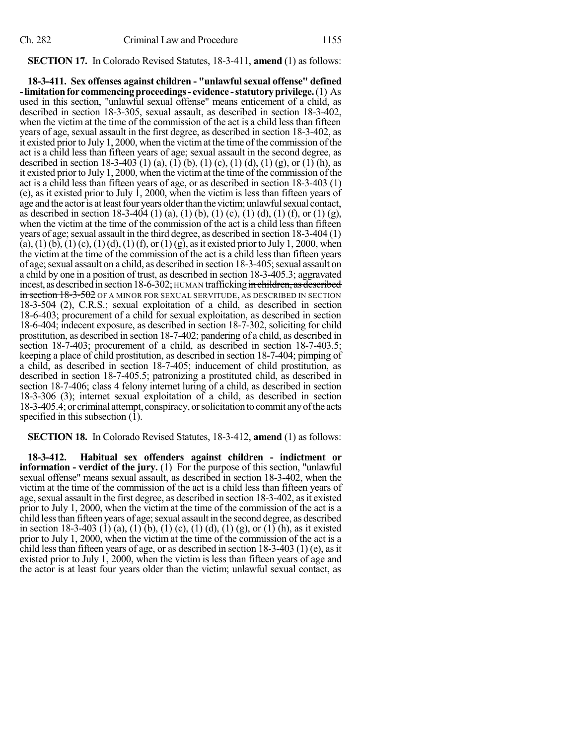**SECTION 17.** In Colorado Revised Statutes, 18-3-411, **amend** (1) as follows:

**18-3-411. Sex offenses against children - "unlawful sexual offense" defined - limitation for commencing proceedings - evidence - statutory privilege.** (1) As used in this section, "unlawful sexual offense" means enticement of a child, as described in section 18-3-305, sexual assault, as described in section 18-3-402, when the victim at the time of the commission of the act is a child less than fifteen years of age, sexual assault in the first degree, as described in section 18-3-402, as it existed prior to July 1, 2000, when the victim at the time of the commission of the act is a child less than fifteen years of age; sexual assault in the second degree, as described in section 18-3-403 (1) (a), (1) (b), (1) (c), (1) (d), (1) (g), or (1) (h), as it existed prior to July 1, 2000, when the victim at the time of the commission of the act is a child less than fifteen years of age, or as described in section 18-3-403 (1) (e), as it existed prior to July 1, 2000, when the victim is less than fifteen years of age and the actor is at least four years older than the victim; unlawful sexual contact, as described in section 18-3-404 (1) (a), (1) (b), (1) (c), (1) (d), (1) (f), or (1) (g), when the victim at the time of the commission of the act is a child less than fifteen years of age; sexual assault in the third degree, as described in section 18-3-404 (1) (a), (1) (b), (1) (c), (1) (d), (1) (f), or (1) (g), as it existed prior to July 1, 2000, when the victim at the time of the commission of the act is a child less than fifteen years of age; sexual assault on a child, as described in section 18-3-405; sexual assault on a child by one in a position of trust, as described in section 18-3-405.3; aggravated incest, as described in section 18-6-302; HUMAN trafficking ~~in children, as described in section 18-3-502~~ OF A MINOR FOR SEXUAL SERVITUDE, AS DESCRIBED IN SECTION 18-3-504 (2), C.R.S.; sexual exploitation of a child, as described in section 18-6-403; procurement of a child for sexual exploitation, as described in section 18-6-404; indecent exposure, as described in section 18-7-302, soliciting for child prostitution, as described in section 18-7-402; pandering of a child, as described in section 18-7-403; procurement of a child, as described in section 18-7-403.5; keeping a place of child prostitution, as described in section 18-7-404; pimping of a child, as described in section 18-7-405; inducement of child prostitution, as described in section 18-7-405.5; patronizing a prostituted child, as described in section 18-7-406; class 4 felony internet luring of a child, as described in section 18-3-306 (3); internet sexual exploitation of a child, as described in section 18-3-405.4; or criminal attempt, conspiracy, or solicitation to commit any of the acts specified in this subsection (1).

**SECTION 18.** In Colorado Revised Statutes, 18-3-412, **amend** (1) as follows:

**18-3-412. Habitual sex offenders against children - indictment or information - verdict of the jury.** (1) For the purpose of this section, "unlawful sexual offense" means sexual assault, as described in section 18-3-402, when the victim at the time of the commission of the act is a child less than fifteen years of age, sexual assault in the first degree, as described in section 18-3-402, as it existed prior to July 1, 2000, when the victim at the time of the commission of the act is a child less than fifteen years of age; sexual assault in the second degree, as described in section 18-3-403 (1) (a), (1) (b), (1) (c), (1) (d), (1) (g), or (1) (h), as it existed prior to July 1, 2000, when the victim at the time of the commission of the act is a child less than fifteen years of age, or as described in section 18-3-403 (1) (e), as it existed prior to July 1, 2000, when the victim is less than fifteen years of age and the actor is at least four years older than the victim; unlawful sexual contact, as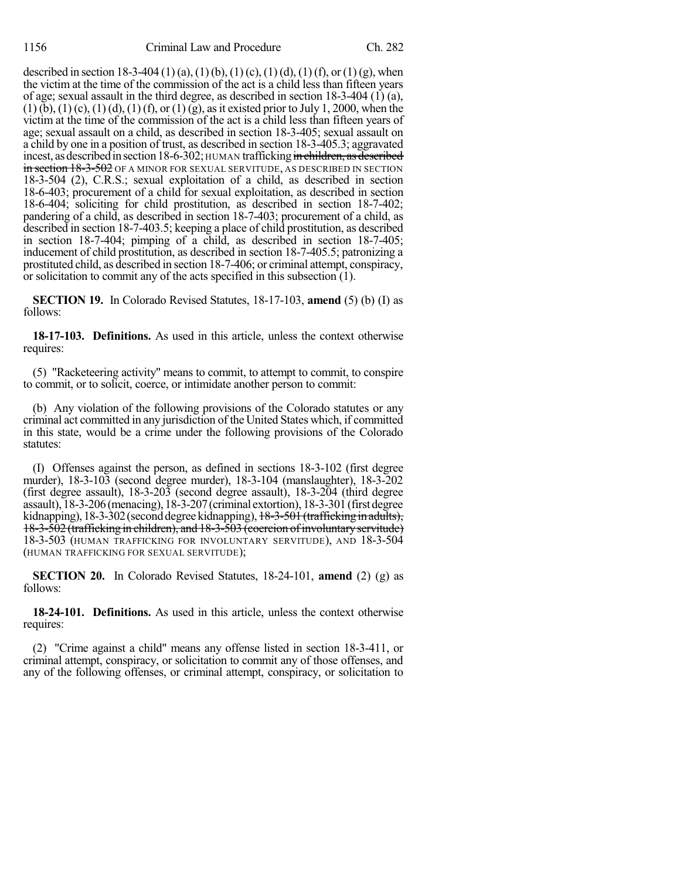described in section 18-3-404 (1) (a), (1) (b), (1) (c), (1) (d), (1) (f), or (1) (g), when the victim at the time of the commission of the act is a child less than fifteen years of age; sexual assault in the third degree, as described in section 18-3-404 (1) (a), (1) (b), (1) (c), (1) (d), (1) (f), or (1) (g), as it existed prior to July 1, 2000, when the victim at the time of the commission of the act is a child less than fifteen years of age; sexual assault on a child, as described in section 18-3-405; sexual assault on a child by one in a position of trust, as described in section 18-3-405.3; aggravated incest, as described in section 18-6-302; HUMAN trafficking ~~in children, as described in section 18-3-502~~ OF A MINOR FOR SEXUAL SERVITUDE, AS DESCRIBED IN SECTION 18-3-504 (2), C.R.S.; sexual exploitation of a child, as described in section 18-6-403; procurement of a child for sexual exploitation, as described in section 18-6-404; soliciting for child prostitution, as described in section 18-7-402; pandering of a child, as described in section 18-7-403; procurement of a child, as described in section 18-7-403.5; keeping a place of child prostitution, as described in section 18-7-404; pimping of a child, as described in section 18-7-405; inducement of child prostitution, as described in section 18-7-405.5; patronizing a prostituted child, as described in section 18-7-406; or criminal attempt, conspiracy, or solicitation to commit any of the acts specified in this subsection (1).

**SECTION 19.** In Colorado Revised Statutes, 18-17-103, **amend** (5) (b) (I) as follows:

**18-17-103. Definitions.** As used in this article, unless the context otherwise requires:

(5) "Racketeering activity" means to commit, to attempt to commit, to conspire to commit, or to solicit, coerce, or intimidate another person to commit:

(b) Any violation of the following provisions of the Colorado statutes or any criminal act committed in any jurisdiction of the United States which, if committed in this state, would be a crime under the following provisions of the Colorado statutes:

(I) Offenses against the person, as defined in sections 18-3-102 (first degree murder), 18-3-103 (second degree murder), 18-3-104 (manslaughter), 18-3-202 (first degree assault), 18-3-203 (second degree assault), 18-3-204 (third degree assault), 18-3-206 (menacing), 18-3-207 (criminal extortion), 18-3-301 (first degree kidnapping), 18-3-302 (second degree kidnapping), ~~18-3-501 (trafficking in adults), 18-3-502 (trafficking in children), and 18-3-503 (coercion of involuntary servitude)~~ 18-3-503 (HUMAN TRAFFICKING FOR INVOLUNTARY SERVITUDE), AND 18-3-504 (HUMAN TRAFFICKING FOR SEXUAL SERVITUDE);

**SECTION 20.** In Colorado Revised Statutes, 18-24-101, **amend** (2) (g) as follows:

**18-24-101. Definitions.** As used in this article, unless the context otherwise requires:

(2) "Crime against a child" means any offense listed in section 18-3-411, or criminal attempt, conspiracy, or solicitation to commit any of those offenses, and any of the following offenses, or criminal attempt, conspiracy, or solicitation to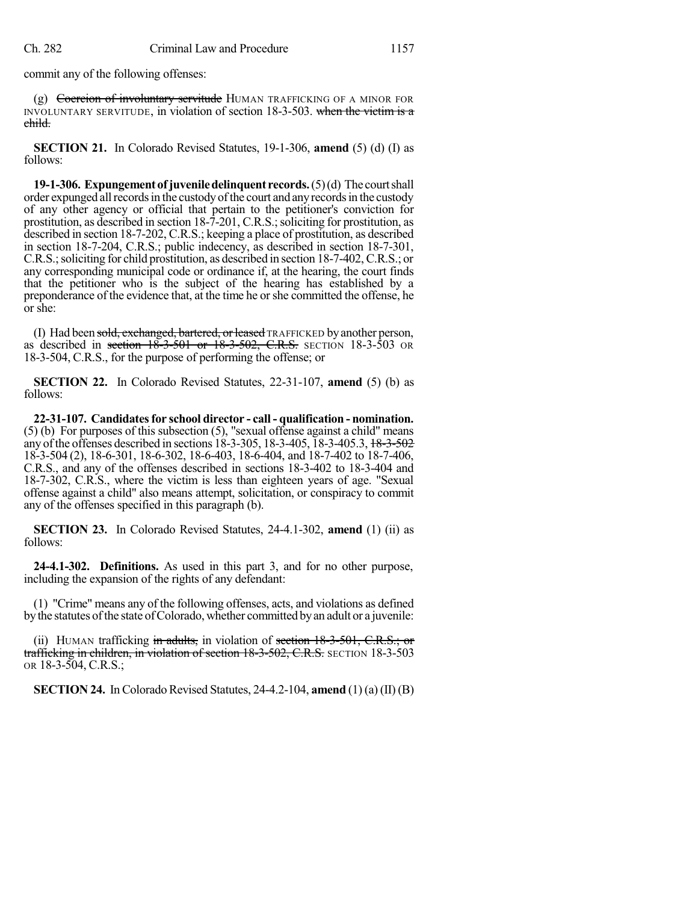commit any of the following offenses:

(g) ~~Coercion of involuntary servitude~~ HUMAN TRAFFICKING OF A MINOR FOR INVOLUNTARY SERVITUDE, in violation of section 18-3-503. ~~when the victim is a child.~~

**SECTION 21.** In Colorado Revised Statutes, 19-1-306, **amend** (5) (d) (I) as follows:

**19-1-306. Expungement of juvenile delinquent records.** (5) (d) The court shall order expunged all records in the custody of the court and any records in the custody of any other agency or official that pertain to the petitioner's conviction for prostitution, as described in section 18-7-201, C.R.S.; soliciting for prostitution, as described in section 18-7-202, C.R.S.; keeping a place of prostitution, as described in section 18-7-204, C.R.S.; public indecency, as described in section 18-7-301, C.R.S.; soliciting for child prostitution, as described in section 18-7-402, C.R.S.; or any corresponding municipal code or ordinance if, at the hearing, the court finds that the petitioner who is the subject of the hearing has established by a preponderance of the evidence that, at the time he or she committed the offense, he or she:

(I) Had been ~~sold, exchanged, bartered, or leased~~ TRAFFICKED by another person, as described in ~~section 18-3-501 or 18-3-502, C.R.S.~~ SECTION 18-3-503 OR 18-3-504, C.R.S., for the purpose of performing the offense; or

**SECTION 22.** In Colorado Revised Statutes, 22-31-107, **amend** (5) (b) as follows:

**22-31-107. Candidates for school director - call - qualification - nomination.** (5) (b) For purposes of this subsection (5), "sexual offense against a child" means any of the offenses described in sections 18-3-305, 18-3-405, 18-3-405.3, ~~18-3-502~~ 18-3-504 (2), 18-6-301, 18-6-302, 18-6-403, 18-6-404, and 18-7-402 to 18-7-406, C.R.S., and any of the offenses described in sections 18-3-402 to 18-3-404 and 18-7-302, C.R.S., where the victim is less than eighteen years of age. "Sexual offense against a child" also means attempt, solicitation, or conspiracy to commit any of the offenses specified in this paragraph (b).

**SECTION 23.** In Colorado Revised Statutes, 24-4.1-302, **amend** (1) (ii) as follows:

**24-4.1-302. Definitions.** As used in this part 3, and for no other purpose, including the expansion of the rights of any defendant:

(1) "Crime" means any of the following offenses, acts, and violations as defined by the statutes of the state of Colorado, whether committed by an adult or a juvenile:

(ii) HUMAN trafficking ~~in adults,~~ in violation of ~~section 18-3-501, C.R.S.; or trafficking in children, in violation of section 18-3-502, C.R.S.~~ SECTION 18-3-503 OR 18-3-504, C.R.S.;

**SECTION 24.** In Colorado Revised Statutes, 24-4.2-104, **amend** (1) (a) (II) (B)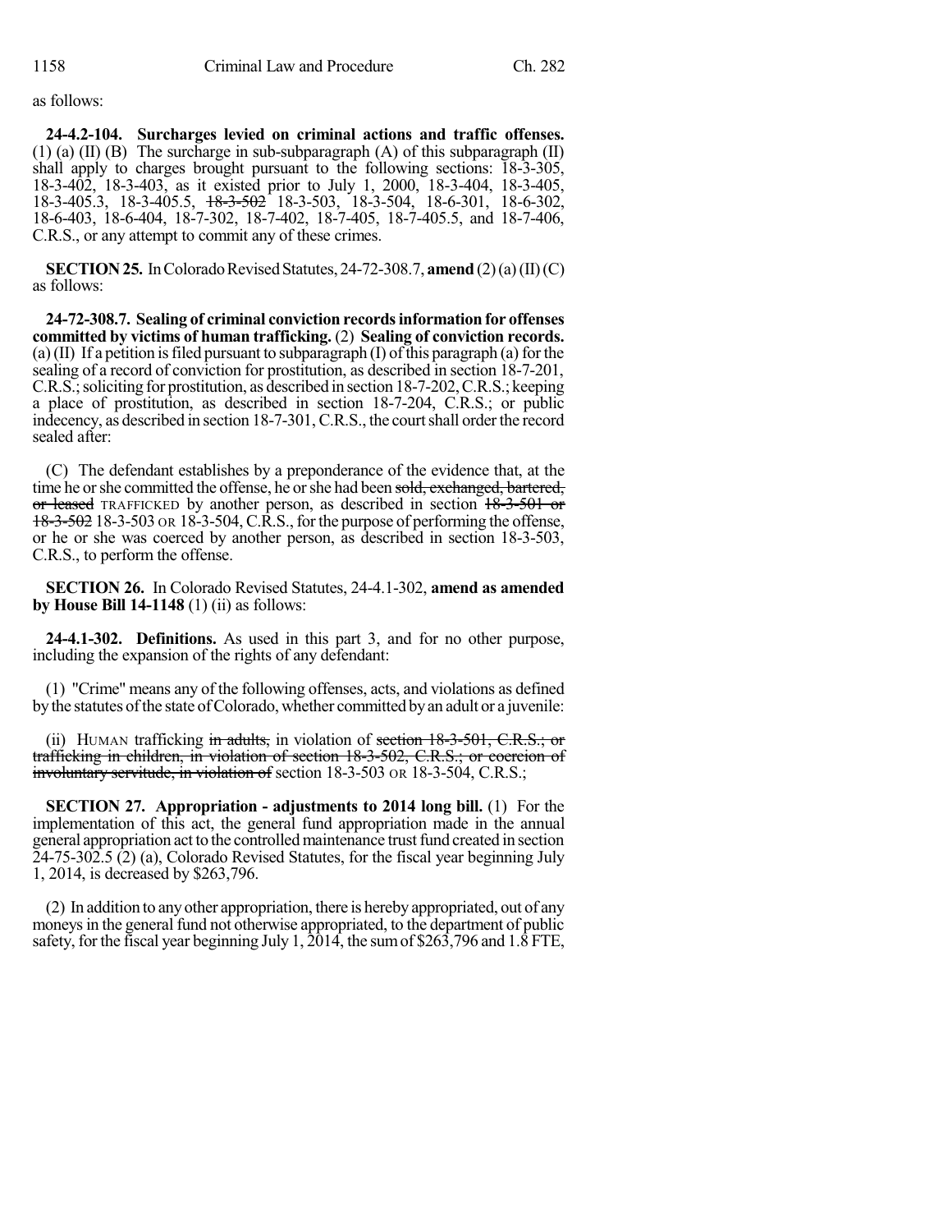as follows:

**24-4.2-104. Surcharges levied on criminal actions and traffic offenses.** (1) (a) (II) (B) The surcharge in sub-subparagraph (A) of this subparagraph (II) shall apply to charges brought pursuant to the following sections: 18-3-305, 18-3-402, 18-3-403, as it existed prior to July 1, 2000, 18-3-404, 18-3-405, 18-3-405.3, 18-3-405.5, ~~18-3-502~~ 18-3-503, 18-3-504, 18-6-301, 18-6-302, 18-6-403, 18-6-404, 18-7-302, 18-7-402, 18-7-405, 18-7-405.5, and 18-7-406, C.R.S., or any attempt to commit any of these crimes.

**SECTION 25.** In Colorado Revised Statutes, 24-72-308.7, **amend** (2) (a) (II) (C) as follows:

**24-72-308.7. Sealing of criminal conviction records information for offenses committed by victims of human trafficking.** (2) **Sealing of conviction records.** (a) (II) If a petition is filed pursuant to subparagraph (I) of this paragraph (a) for the sealing of a record of conviction for prostitution, as described in section 18-7-201, C.R.S.; soliciting for prostitution, as described in section 18-7-202, C.R.S.; keeping a place of prostitution, as described in section 18-7-204, C.R.S.; or public indecency, as described in section 18-7-301, C.R.S., the court shall order the record sealed after:

(C) The defendant establishes by a preponderance of the evidence that, at the time he or she committed the offense, he or she had been ~~sold, exchanged, bartered, or leased~~ TRAFFICKED by another person, as described in section ~~18-3-501 or 18-3-502~~ 18-3-503 OR 18-3-504, C.R.S., for the purpose of performing the offense, or he or she was coerced by another person, as described in section 18-3-503, C.R.S., to perform the offense.

**SECTION 26.** In Colorado Revised Statutes, 24-4.1-302, **amend as amended by House Bill 14-1148** (1) (ii) as follows:

**24-4.1-302. Definitions.** As used in this part 3, and for no other purpose, including the expansion of the rights of any defendant:

(1) "Crime" means any of the following offenses, acts, and violations as defined by the statutes of the state of Colorado, whether committed by an adult or a juvenile:

(ii) HUMAN trafficking ~~in adults,~~ in violation of ~~section 18-3-501, C.R.S.; or trafficking in children, in violation of section 18-3-502, C.R.S.; or coercion of involuntary servitude, in violation of~~ section 18-3-503 OR 18-3-504, C.R.S.;

**SECTION 27. Appropriation - adjustments to 2014 long bill.** (1) For the implementation of this act, the general fund appropriation made in the annual general appropriation act to the controlled maintenance trust fund created in section 24-75-302.5 (2) (a), Colorado Revised Statutes, for the fiscal year beginning July 1, 2014, is decreased by $263,796.

(2) In addition to any other appropriation, there is hereby appropriated, out of any moneys in the general fund not otherwise appropriated, to the department of public safety, for the fiscal year beginning July 1, 2014, the sum of $263,796 and 1.8 FTE,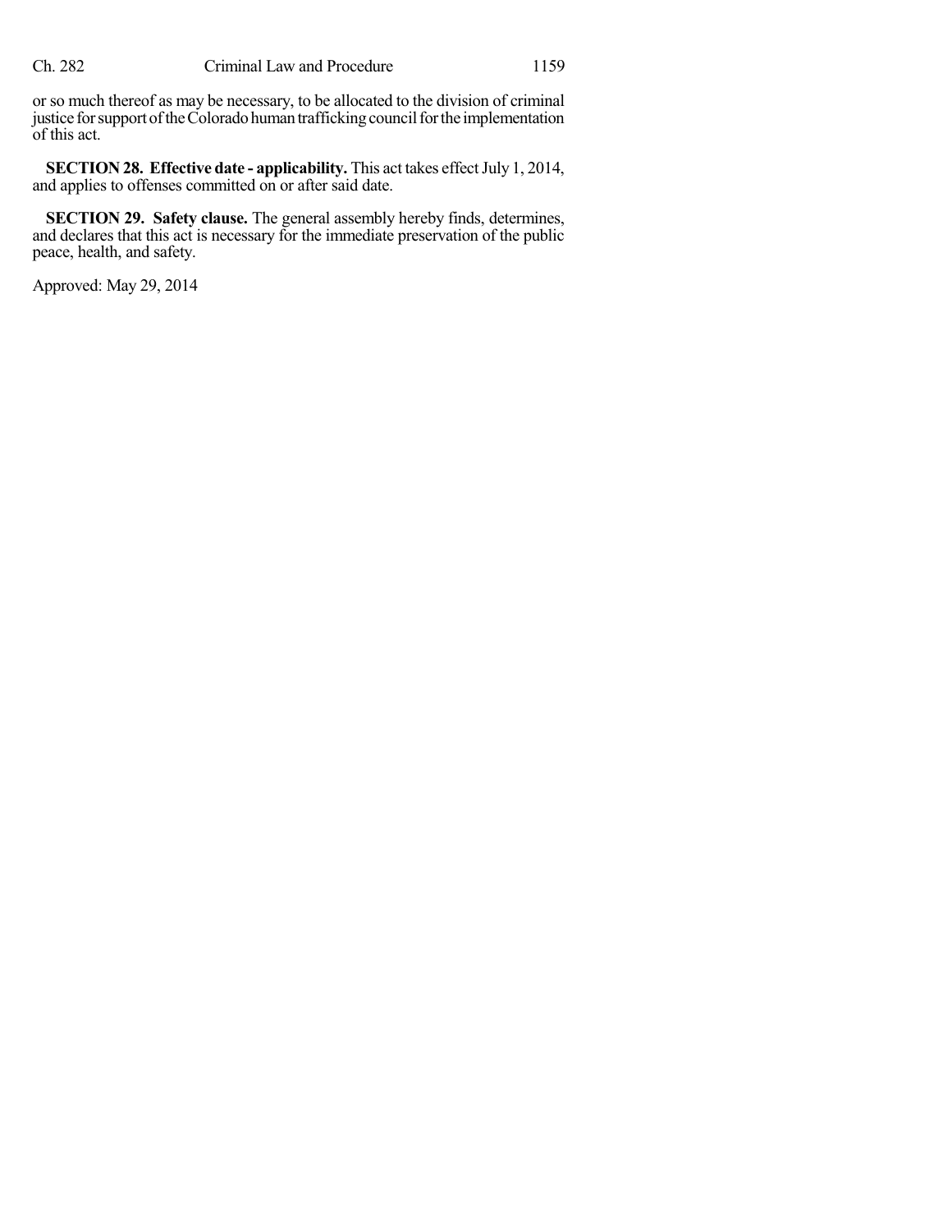or so much thereof as may be necessary, to be allocated to the division of criminal justice for support of the Colorado human trafficking council for the implementation of this act.

**SECTION 28. Effective date - applicability.** This act takes effect July 1, 2014, and applies to offenses committed on or after said date.

**SECTION 29. Safety clause.** The general assembly hereby finds, determines, and declares that this act is necessary for the immediate preservation of the public peace, health, and safety.

Approved: May 29, 2014